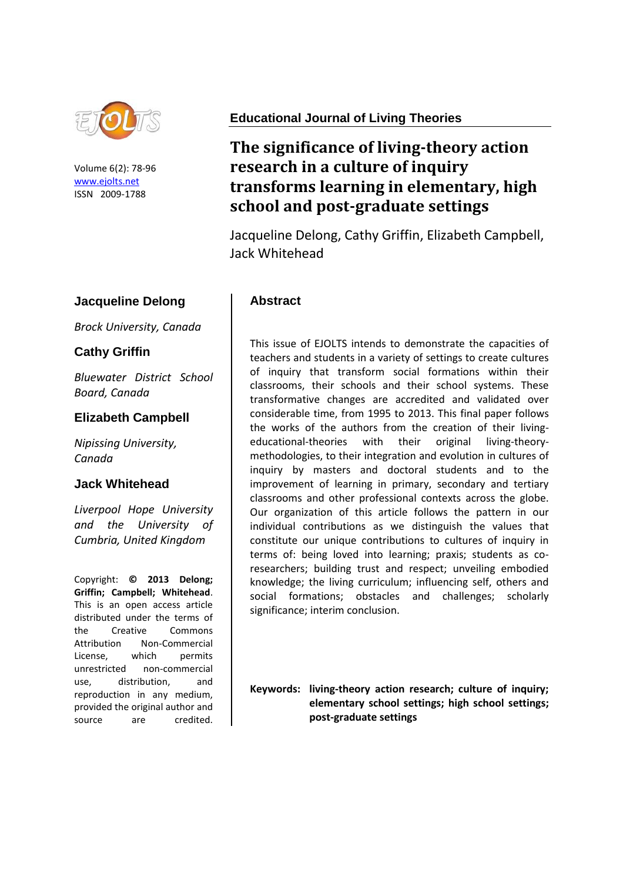Educational Journal of Living Theories

Volume 6(2): 78-96
www.ejolts.net
ISSN 2009-1788

# The significance of living-theory action research in a culture of inquiry transforms learning in elementary, high school and post-graduate settings

Jacqueline Delong, Cathy Griffin, Elizabeth Campbell, Jack Whitehead

**Jacqueline Delong**

*Brock University, Canada*

**Cathy Griffin**

*Bluewater District School Board, Canada*

**Elizabeth Campbell**

*Nipissing University, Canada*

**Jack Whitehead**

*Liverpool Hope University and the University of Cumbria, United Kingdom*

Copyright: **© 2013 Delong; Griffin; Campbell; Whitehead**. This is an open access article distributed under the terms of the Creative Commons Attribution Non-Commercial License, which permits unrestricted non-commercial use, distribution, and reproduction in any medium, provided the original author and source are credited.

## Abstract

This issue of EJOLTS intends to demonstrate the capacities of teachers and students in a variety of settings to create cultures of inquiry that transform social formations within their classrooms, their schools and their school systems. These transformative changes are accredited and validated over considerable time, from 1995 to 2013. This final paper follows the works of the authors from the creation of their living-educational-theories with their original living-theory-methodologies, to their integration and evolution in cultures of inquiry by masters and doctoral students and to the improvement of learning in primary, secondary and tertiary classrooms and other professional contexts across the globe. Our organization of this article follows the pattern in our individual contributions as we distinguish the values that constitute our unique contributions to cultures of inquiry in terms of: being loved into learning; praxis; students as co-researchers; building trust and respect; unveiling embodied knowledge; the living curriculum; influencing self, others and social formations; obstacles and challenges; scholarly significance; interim conclusion.

**Keywords:** **living-theory action research; culture of inquiry; elementary school settings; high school settings; post-graduate settings**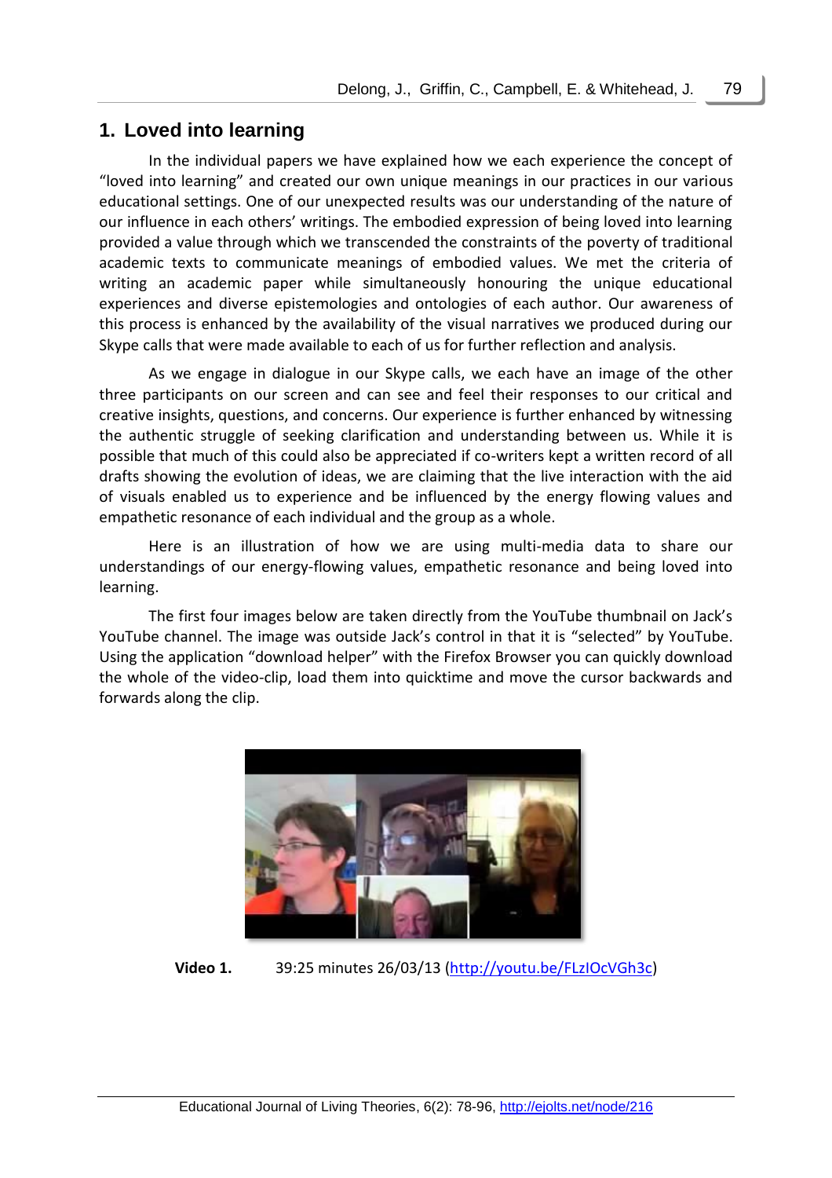## 1. Loved into learning

In the individual papers we have explained how we each experience the concept of "loved into learning" and created our own unique meanings in our practices in our various educational settings. One of our unexpected results was our understanding of the nature of our influence in each others' writings. The embodied expression of being loved into learning provided a value through which we transcended the constraints of the poverty of traditional academic texts to communicate meanings of embodied values. We met the criteria of writing an academic paper while simultaneously honouring the unique educational experiences and diverse epistemologies and ontologies of each author. Our awareness of this process is enhanced by the availability of the visual narratives we produced during our Skype calls that were made available to each of us for further reflection and analysis.

As we engage in dialogue in our Skype calls, we each have an image of the other three participants on our screen and can see and feel their responses to our critical and creative insights, questions, and concerns. Our experience is further enhanced by witnessing the authentic struggle of seeking clarification and understanding between us. While it is possible that much of this could also be appreciated if co-writers kept a written record of all drafts showing the evolution of ideas, we are claiming that the live interaction with the aid of visuals enabled us to experience and be influenced by the energy flowing values and empathetic resonance of each individual and the group as a whole.

Here is an illustration of how we are using multi-media data to share our understandings of our energy-flowing values, empathetic resonance and being loved into learning.

The first four images below are taken directly from the YouTube thumbnail on Jack's YouTube channel. The image was outside Jack's control in that it is "selected" by YouTube. Using the application "download helper" with the Firefox Browser you can quickly download the whole of the video-clip, load them into quicktime and move the cursor backwards and forwards along the clip.

**Video 1.** 39:25 minutes 26/03/13 (http://youtu.be/FLzIOcVGh3c)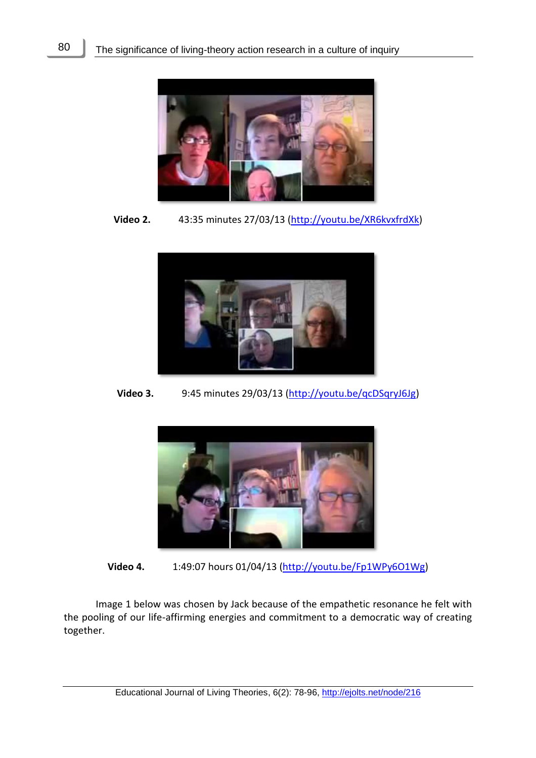**Video 2.** 43:35 minutes 27/03/13 (http://youtu.be/XR6kvxfrdXk)

**Video 3.** 9:45 minutes 29/03/13 (http://youtu.be/qcDSqryJ6Jg)

**Video 4.** 1:49:07 hours 01/04/13 (http://youtu.be/Fp1WPy6O1Wg)

Image 1 below was chosen by Jack because of the empathetic resonance he felt with the pooling of our life-affirming energies and commitment to a democratic way of creating together.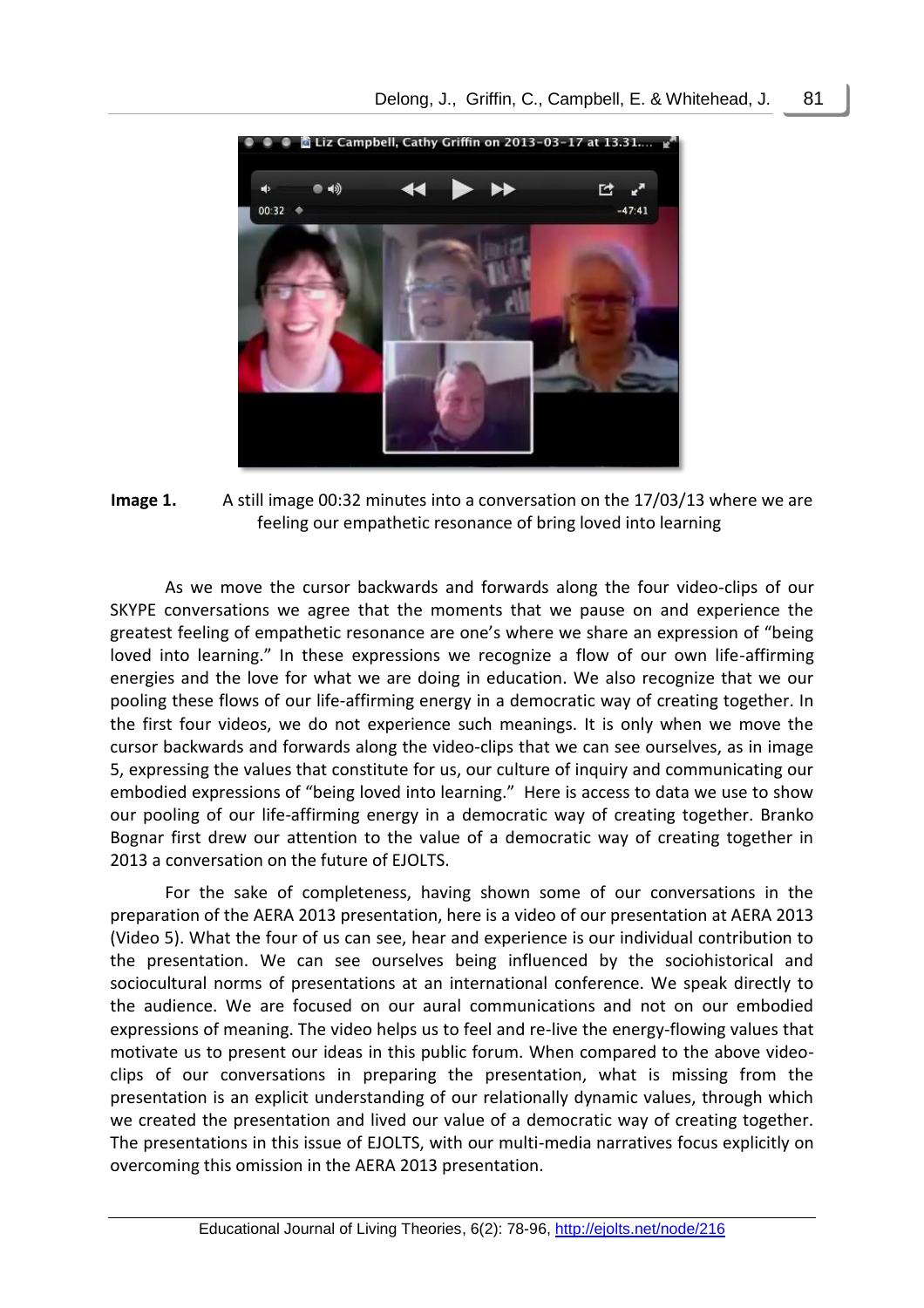**Image 1.** A still image 00:32 minutes into a conversation on the 17/03/13 where we are feeling our empathetic resonance of bring loved into learning

As we move the cursor backwards and forwards along the four video-clips of our SKYPE conversations we agree that the moments that we pause on and experience the greatest feeling of empathetic resonance are one's where we share an expression of "being loved into learning." In these expressions we recognize a flow of our own life-affirming energies and the love for what we are doing in education. We also recognize that we our pooling these flows of our life-affirming energy in a democratic way of creating together. In the first four videos, we do not experience such meanings. It is only when we move the cursor backwards and forwards along the video-clips that we can see ourselves, as in image 5, expressing the values that constitute for us, our culture of inquiry and communicating our embodied expressions of "being loved into learning." Here is access to data we use to show our pooling of our life-affirming energy in a democratic way of creating together. Branko Bognar first drew our attention to the value of a democratic way of creating together in 2013 a conversation on the future of EJOLTS.

For the sake of completeness, having shown some of our conversations in the preparation of the AERA 2013 presentation, here is a video of our presentation at AERA 2013 (Video 5). What the four of us can see, hear and experience is our individual contribution to the presentation. We can see ourselves being influenced by the sociohistorical and sociocultural norms of presentations at an international conference. We speak directly to the audience. We are focused on our aural communications and not on our embodied expressions of meaning. The video helps us to feel and re-live the energy-flowing values that motivate us to present our ideas in this public forum. When compared to the above video-clips of our conversations in preparing the presentation, what is missing from the presentation is an explicit understanding of our relationally dynamic values, through which we created the presentation and lived our value of a democratic way of creating together. The presentations in this issue of EJOLTS, with our multi-media narratives focus explicitly on overcoming this omission in the AERA 2013 presentation.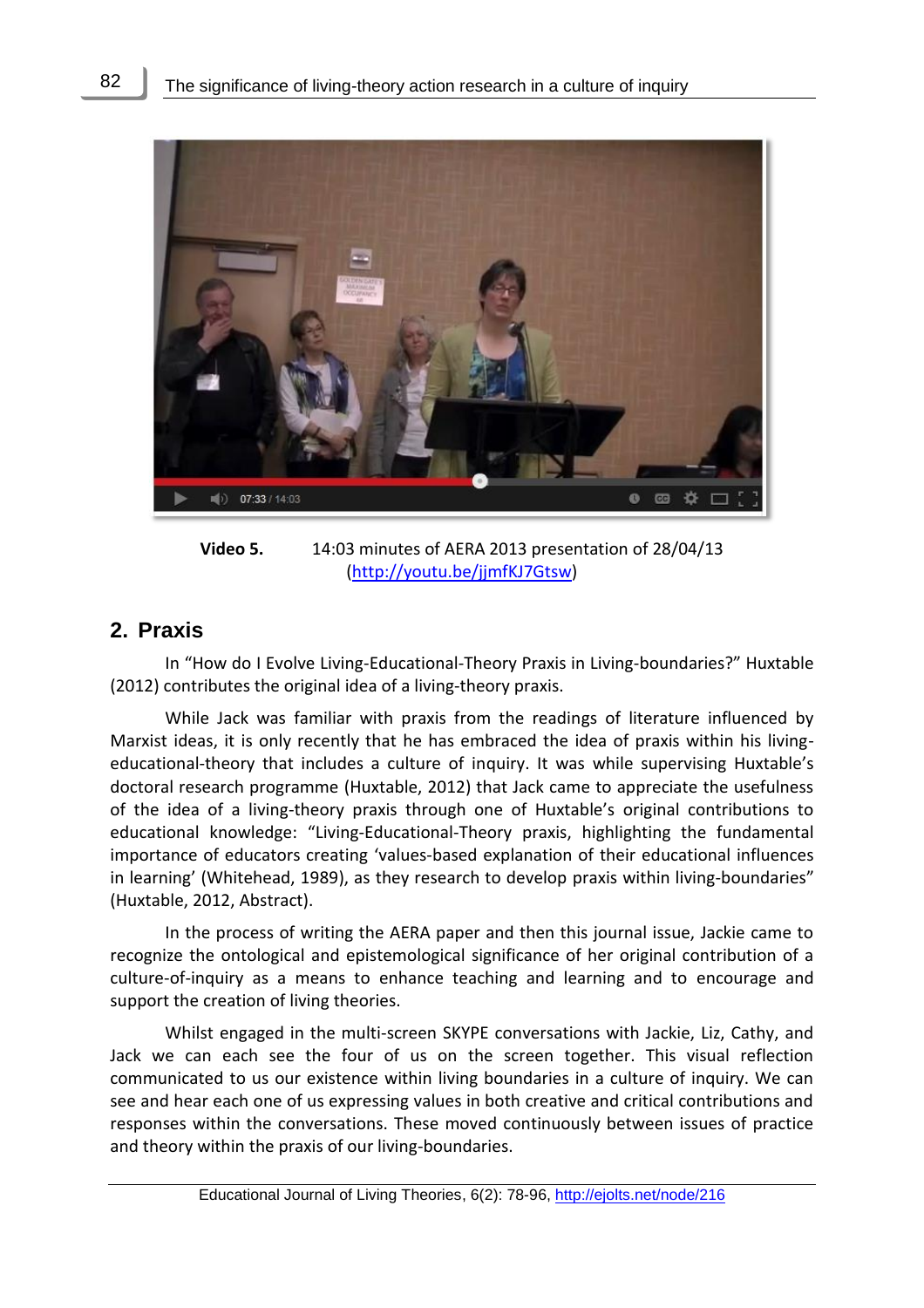**Video 5.** 14:03 minutes of AERA 2013 presentation of 28/04/13 (http://youtu.be/jjmfKJ7Gtsw)

## 2. Praxis

In “How do I Evolve Living-Educational-Theory Praxis in Living-boundaries?” Huxtable (2012) contributes the original idea of a living-theory praxis.

While Jack was familiar with praxis from the readings of literature influenced by Marxist ideas, it is only recently that he has embraced the idea of praxis within his living-educational-theory that includes a culture of inquiry. It was while supervising Huxtable’s doctoral research programme (Huxtable, 2012) that Jack came to appreciate the usefulness of the idea of a living-theory praxis through one of Huxtable’s original contributions to educational knowledge: “Living-Educational-Theory praxis, highlighting the fundamental importance of educators creating ‘values-based explanation of their educational influences in learning’ (Whitehead, 1989), as they research to develop praxis within living-boundaries” (Huxtable, 2012, Abstract).

In the process of writing the AERA paper and then this journal issue, Jackie came to recognize the ontological and epistemological significance of her original contribution of a culture-of-inquiry as a means to enhance teaching and learning and to encourage and support the creation of living theories.

Whilst engaged in the multi-screen SKYPE conversations with Jackie, Liz, Cathy, and Jack we can each see the four of us on the screen together. This visual reflection communicated to us our existence within living boundaries in a culture of inquiry. We can see and hear each one of us expressing values in both creative and critical contributions and responses within the conversations. These moved continuously between issues of practice and theory within the praxis of our living-boundaries.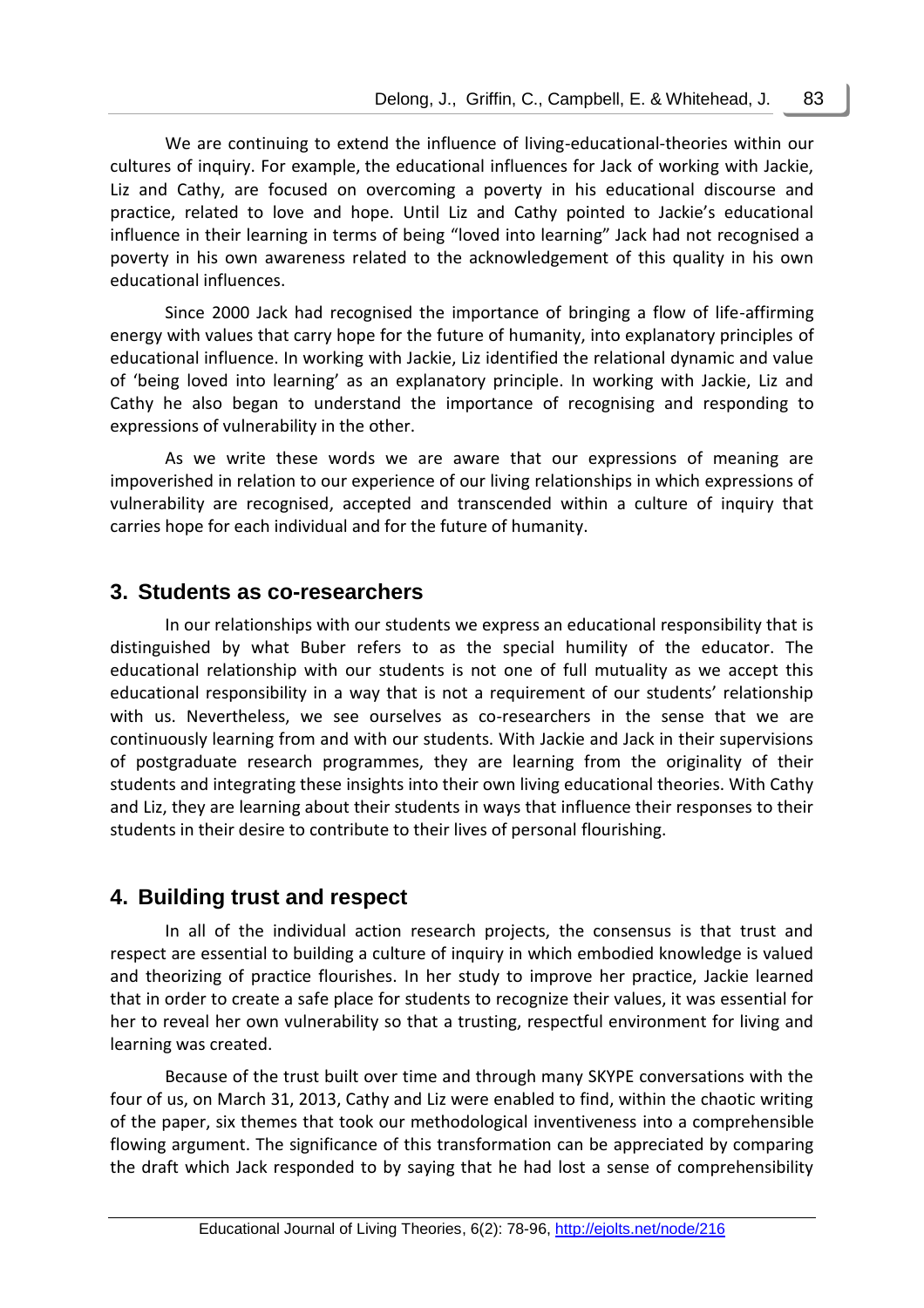We are continuing to extend the influence of living-educational-theories within our cultures of inquiry. For example, the educational influences for Jack of working with Jackie, Liz and Cathy, are focused on overcoming a poverty in his educational discourse and practice, related to love and hope. Until Liz and Cathy pointed to Jackie's educational influence in their learning in terms of being "loved into learning" Jack had not recognised a poverty in his own awareness related to the acknowledgement of this quality in his own educational influences.

Since 2000 Jack had recognised the importance of bringing a flow of life-affirming energy with values that carry hope for the future of humanity, into explanatory principles of educational influence. In working with Jackie, Liz identified the relational dynamic and value of 'being loved into learning' as an explanatory principle. In working with Jackie, Liz and Cathy he also began to understand the importance of recognising and responding to expressions of vulnerability in the other.

As we write these words we are aware that our expressions of meaning are impoverished in relation to our experience of our living relationships in which expressions of vulnerability are recognised, accepted and transcended within a culture of inquiry that carries hope for each individual and for the future of humanity.

## 3. Students as co-researchers

In our relationships with our students we express an educational responsibility that is distinguished by what Buber refers to as the special humility of the educator. The educational relationship with our students is not one of full mutuality as we accept this educational responsibility in a way that is not a requirement of our students' relationship with us. Nevertheless, we see ourselves as co-researchers in the sense that we are continuously learning from and with our students. With Jackie and Jack in their supervisions of postgraduate research programmes, they are learning from the originality of their students and integrating these insights into their own living educational theories. With Cathy and Liz, they are learning about their students in ways that influence their responses to their students in their desire to contribute to their lives of personal flourishing.

## 4. Building trust and respect

In all of the individual action research projects, the consensus is that trust and respect are essential to building a culture of inquiry in which embodied knowledge is valued and theorizing of practice flourishes. In her study to improve her practice, Jackie learned that in order to create a safe place for students to recognize their values, it was essential for her to reveal her own vulnerability so that a trusting, respectful environment for living and learning was created.

Because of the trust built over time and through many SKYPE conversations with the four of us, on March 31, 2013, Cathy and Liz were enabled to find, within the chaotic writing of the paper, six themes that took our methodological inventiveness into a comprehensible flowing argument. The significance of this transformation can be appreciated by comparing the draft which Jack responded to by saying that he had lost a sense of comprehensibility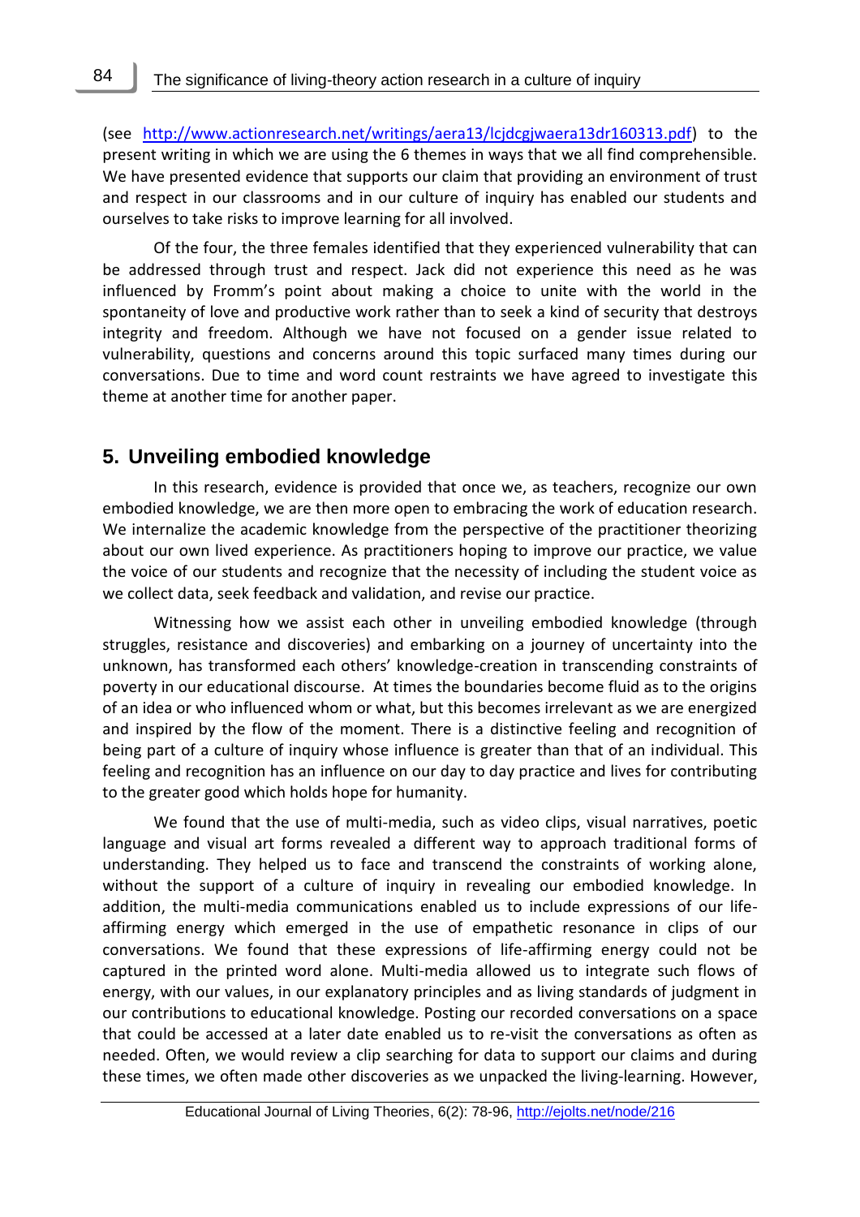(see [http://www.actionresearch.net/writings/aera13/lcjdcgjwaera13dr160313.pdf](http://www.actionresearch.net/writings/aera13/lcjdcgjwaera13dr160313.pdf)) to the present writing in which we are using the 6 themes in ways that we all find comprehensible. We have presented evidence that supports our claim that providing an environment of trust and respect in our classrooms and in our culture of inquiry has enabled our students and ourselves to take risks to improve learning for all involved.

Of the four, the three females identified that they experienced vulnerability that can be addressed through trust and respect. Jack did not experience this need as he was influenced by Fromm's point about making a choice to unite with the world in the spontaneity of love and productive work rather than to seek a kind of security that destroys integrity and freedom. Although we have not focused on a gender issue related to vulnerability, questions and concerns around this topic surfaced many times during our conversations. Due to time and word count restraints we have agreed to investigate this theme at another time for another paper.

## 5. Unveiling embodied knowledge

In this research, evidence is provided that once we, as teachers, recognize our own embodied knowledge, we are then more open to embracing the work of education research. We internalize the academic knowledge from the perspective of the practitioner theorizing about our own lived experience. As practitioners hoping to improve our practice, we value the voice of our students and recognize that the necessity of including the student voice as we collect data, seek feedback and validation, and revise our practice.

Witnessing how we assist each other in unveiling embodied knowledge (through struggles, resistance and discoveries) and embarking on a journey of uncertainty into the unknown, has transformed each others' knowledge-creation in transcending constraints of poverty in our educational discourse. At times the boundaries become fluid as to the origins of an idea or who influenced whom or what, but this becomes irrelevant as we are energized and inspired by the flow of the moment. There is a distinctive feeling and recognition of being part of a culture of inquiry whose influence is greater than that of an individual. This feeling and recognition has an influence on our day to day practice and lives for contributing to the greater good which holds hope for humanity.

We found that the use of multi-media, such as video clips, visual narratives, poetic language and visual art forms revealed a different way to approach traditional forms of understanding. They helped us to face and transcend the constraints of working alone, without the support of a culture of inquiry in revealing our embodied knowledge. In addition, the multi-media communications enabled us to include expressions of our life-affirming energy which emerged in the use of empathetic resonance in clips of our conversations. We found that these expressions of life-affirming energy could not be captured in the printed word alone. Multi-media allowed us to integrate such flows of energy, with our values, in our explanatory principles and as living standards of judgment in our contributions to educational knowledge. Posting our recorded conversations on a space that could be accessed at a later date enabled us to re-visit the conversations as often as needed. Often, we would review a clip searching for data to support our claims and during these times, we often made other discoveries as we unpacked the living-learning. However,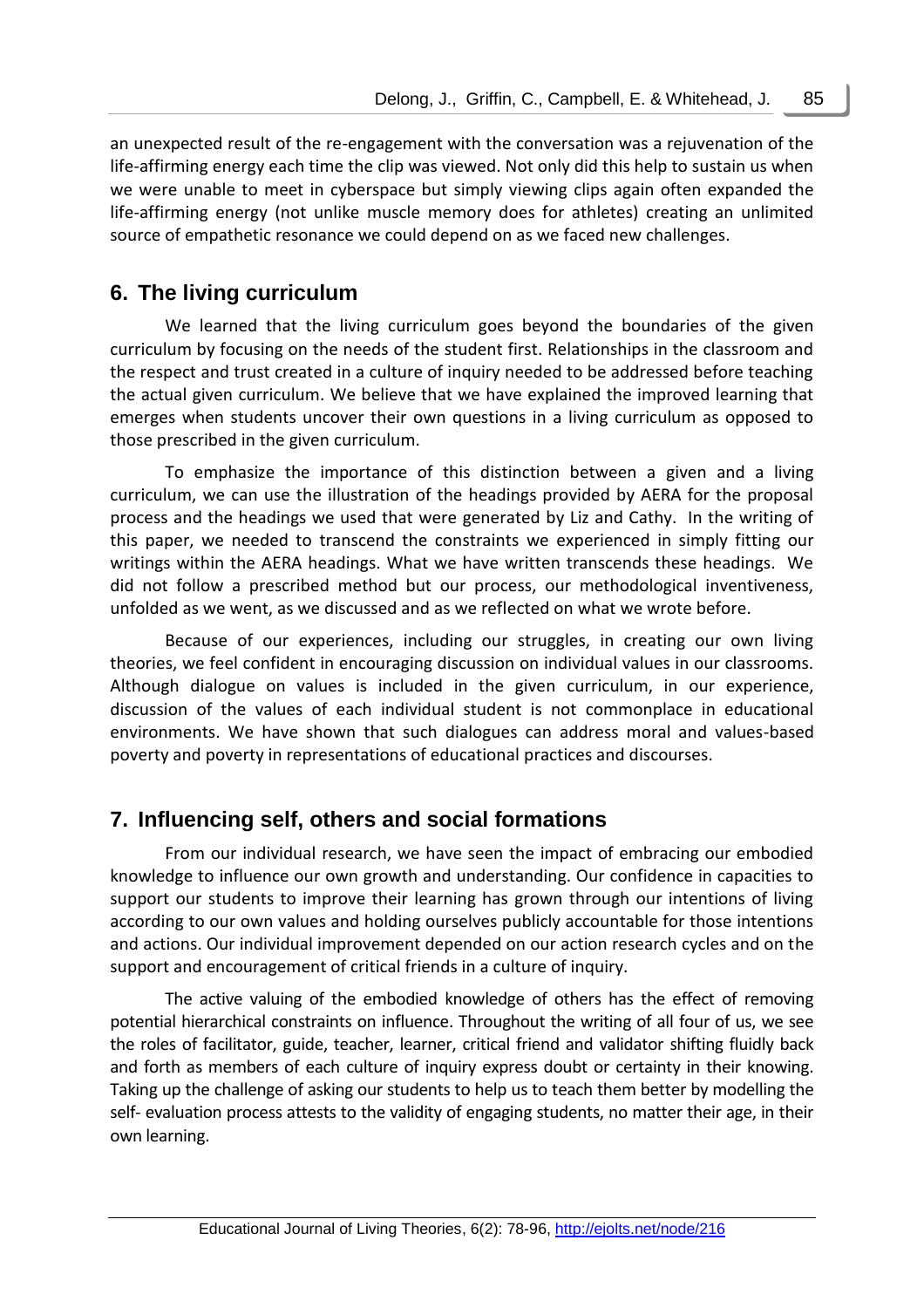an unexpected result of the re-engagement with the conversation was a rejuvenation of the life-affirming energy each time the clip was viewed. Not only did this help to sustain us when we were unable to meet in cyberspace but simply viewing clips again often expanded the life-affirming energy (not unlike muscle memory does for athletes) creating an unlimited source of empathetic resonance we could depend on as we faced new challenges.

## 6. The living curriculum

We learned that the living curriculum goes beyond the boundaries of the given curriculum by focusing on the needs of the student first. Relationships in the classroom and the respect and trust created in a culture of inquiry needed to be addressed before teaching the actual given curriculum. We believe that we have explained the improved learning that emerges when students uncover their own questions in a living curriculum as opposed to those prescribed in the given curriculum.

To emphasize the importance of this distinction between a given and a living curriculum, we can use the illustration of the headings provided by AERA for the proposal process and the headings we used that were generated by Liz and Cathy. In the writing of this paper, we needed to transcend the constraints we experienced in simply fitting our writings within the AERA headings. What we have written transcends these headings. We did not follow a prescribed method but our process, our methodological inventiveness, unfolded as we went, as we discussed and as we reflected on what we wrote before.

Because of our experiences, including our struggles, in creating our own living theories, we feel confident in encouraging discussion on individual values in our classrooms. Although dialogue on values is included in the given curriculum, in our experience, discussion of the values of each individual student is not commonplace in educational environments. We have shown that such dialogues can address moral and values-based poverty and poverty in representations of educational practices and discourses.

## 7. Influencing self, others and social formations

From our individual research, we have seen the impact of embracing our embodied knowledge to influence our own growth and understanding. Our confidence in capacities to support our students to improve their learning has grown through our intentions of living according to our own values and holding ourselves publicly accountable for those intentions and actions. Our individual improvement depended on our action research cycles and on the support and encouragement of critical friends in a culture of inquiry.

The active valuing of the embodied knowledge of others has the effect of removing potential hierarchical constraints on influence. Throughout the writing of all four of us, we see the roles of facilitator, guide, teacher, learner, critical friend and validator shifting fluidly back and forth as members of each culture of inquiry express doubt or certainty in their knowing. Taking up the challenge of asking our students to help us to teach them better by modelling the self- evaluation process attests to the validity of engaging students, no matter their age, in their own learning.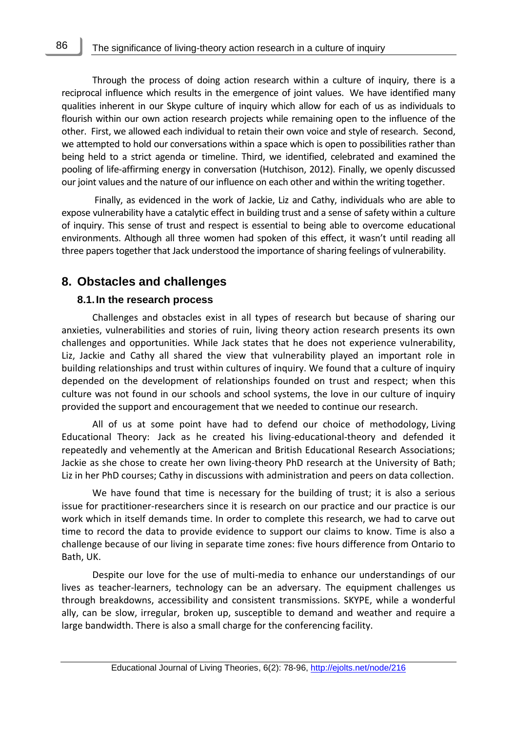Through the process of doing action research within a culture of inquiry, there is a reciprocal influence which results in the emergence of joint values. We have identified many qualities inherent in our Skype culture of inquiry which allow for each of us as individuals to flourish within our own action research projects while remaining open to the influence of the other. First, we allowed each individual to retain their own voice and style of research. Second, we attempted to hold our conversations within a space which is open to possibilities rather than being held to a strict agenda or timeline. Third, we identified, celebrated and examined the pooling of life-affirming energy in conversation (Hutchison, 2012). Finally, we openly discussed our joint values and the nature of our influence on each other and within the writing together.

Finally, as evidenced in the work of Jackie, Liz and Cathy, individuals who are able to expose vulnerability have a catalytic effect in building trust and a sense of safety within a culture of inquiry. This sense of trust and respect is essential to being able to overcome educational environments. Although all three women had spoken of this effect, it wasn't until reading all three papers together that Jack understood the importance of sharing feelings of vulnerability.

## 8. Obstacles and challenges

### 8.1. In the research process

Challenges and obstacles exist in all types of research but because of sharing our anxieties, vulnerabilities and stories of ruin, living theory action research presents its own challenges and opportunities. While Jack states that he does not experience vulnerability, Liz, Jackie and Cathy all shared the view that vulnerability played an important role in building relationships and trust within cultures of inquiry. We found that a culture of inquiry depended on the development of relationships founded on trust and respect; when this culture was not found in our schools and school systems, the love in our culture of inquiry provided the support and encouragement that we needed to continue our research.

All of us at some point have had to defend our choice of methodology, Living Educational Theory: Jack as he created his living-educational-theory and defended it repeatedly and vehemently at the American and British Educational Research Associations; Jackie as she chose to create her own living-theory PhD research at the University of Bath; Liz in her PhD courses; Cathy in discussions with administration and peers on data collection.

We have found that time is necessary for the building of trust; it is also a serious issue for practitioner-researchers since it is research on our practice and our practice is our work which in itself demands time. In order to complete this research, we had to carve out time to record the data to provide evidence to support our claims to know. Time is also a challenge because of our living in separate time zones: five hours difference from Ontario to Bath, UK.

Despite our love for the use of multi-media to enhance our understandings of our lives as teacher-learners, technology can be an adversary. The equipment challenges us through breakdowns, accessibility and consistent transmissions. SKYPE, while a wonderful ally, can be slow, irregular, broken up, susceptible to demand and weather and require a large bandwidth. There is also a small charge for the conferencing facility.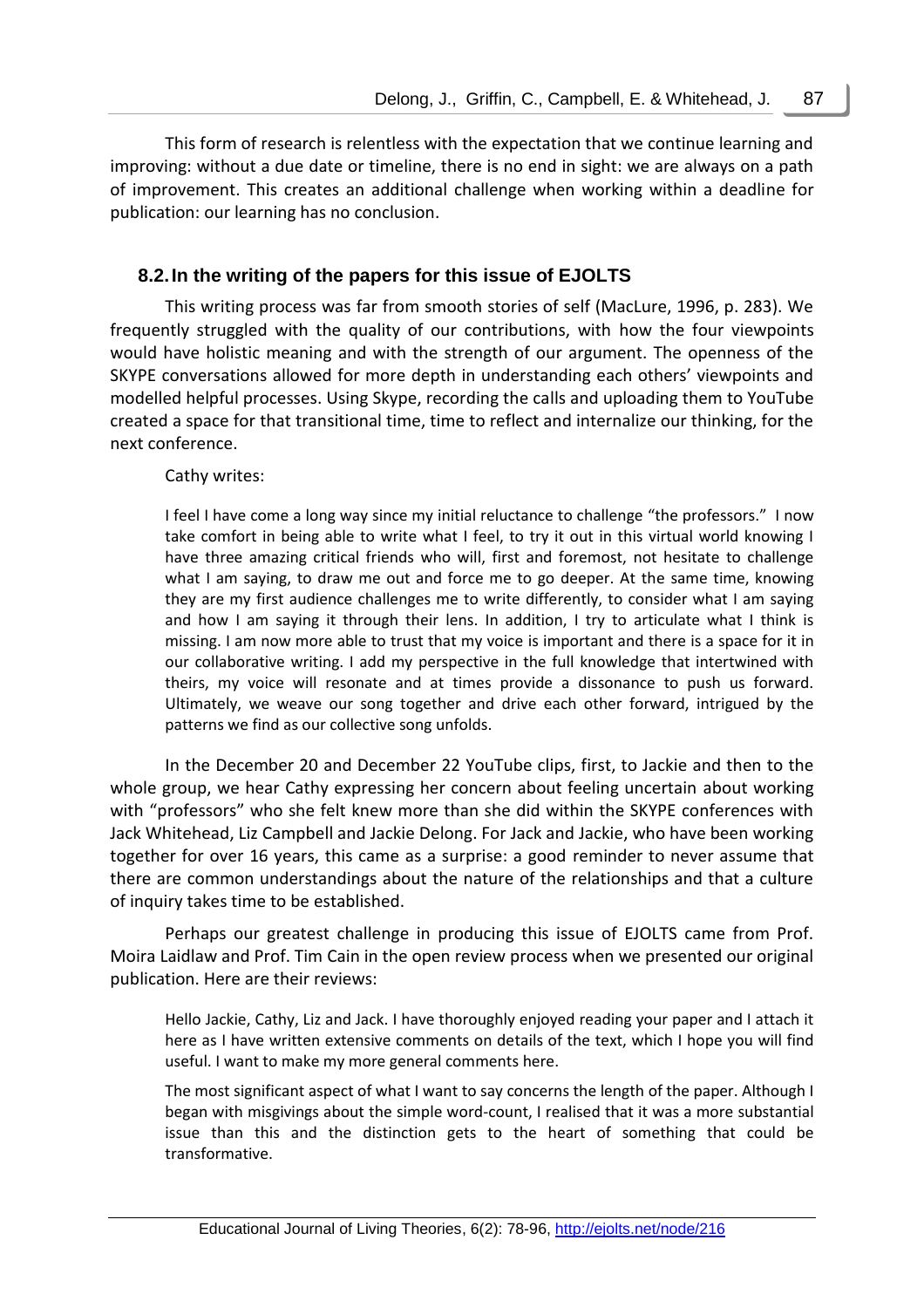This form of research is relentless with the expectation that we continue learning and improving: without a due date or timeline, there is no end in sight: we are always on a path of improvement. This creates an additional challenge when working within a deadline for publication: our learning has no conclusion.

### 8.2. In the writing of the papers for this issue of EJOLTS

This writing process was far from smooth stories of self (MacLure, 1996, p. 283). We frequently struggled with the quality of our contributions, with how the four viewpoints would have holistic meaning and with the strength of our argument. The openness of the SKYPE conversations allowed for more depth in understanding each others' viewpoints and modelled helpful processes. Using Skype, recording the calls and uploading them to YouTube created a space for that transitional time, time to reflect and internalize our thinking, for the next conference.

Cathy writes:

> I feel I have come a long way since my initial reluctance to challenge "the professors." I now take comfort in being able to write what I feel, to try it out in this virtual world knowing I have three amazing critical friends who will, first and foremost, not hesitate to challenge what I am saying, to draw me out and force me to go deeper. At the same time, knowing they are my first audience challenges me to write differently, to consider what I am saying and how I am saying it through their lens. In addition, I try to articulate what I think is missing. I am now more able to trust that my voice is important and there is a space for it in our collaborative writing. I add my perspective in the full knowledge that intertwined with theirs, my voice will resonate and at times provide a dissonance to push us forward. Ultimately, we weave our song together and drive each other forward, intrigued by the patterns we find as our collective song unfolds.

In the December 20 and December 22 YouTube clips, first, to Jackie and then to the whole group, we hear Cathy expressing her concern about feeling uncertain about working with "professors" who she felt knew more than she did within the SKYPE conferences with Jack Whitehead, Liz Campbell and Jackie Delong. For Jack and Jackie, who have been working together for over 16 years, this came as a surprise: a good reminder to never assume that there are common understandings about the nature of the relationships and that a culture of inquiry takes time to be established.

Perhaps our greatest challenge in producing this issue of EJOLTS came from Prof. Moira Laidlaw and Prof. Tim Cain in the open review process when we presented our original publication. Here are their reviews:

> Hello Jackie, Cathy, Liz and Jack. I have thoroughly enjoyed reading your paper and I attach it here as I have written extensive comments on details of the text, which I hope you will find useful. I want to make my more general comments here.
>
> The most significant aspect of what I want to say concerns the length of the paper. Although I began with misgivings about the simple word-count, I realised that it was a more substantial issue than this and the distinction gets to the heart of something that could be transformative.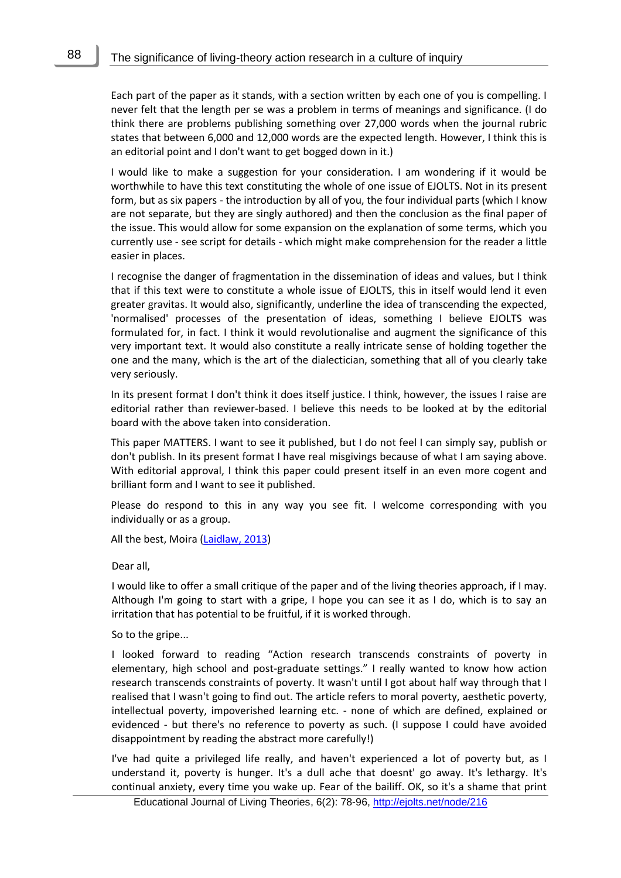Each part of the paper as it stands, with a section written by each one of you is compelling. I never felt that the length per se was a problem in terms of meanings and significance. (I do think there are problems publishing something over 27,000 words when the journal rubric states that between 6,000 and 12,000 words are the expected length. However, I think this is an editorial point and I don't want to get bogged down in it.)

I would like to make a suggestion for your consideration. I am wondering if it would be worthwhile to have this text constituting the whole of one issue of EJOLTS. Not in its present form, but as six papers - the introduction by all of you, the four individual parts (which I know are not separate, but they are singly authored) and then the conclusion as the final paper of the issue. This would allow for some expansion on the explanation of some terms, which you currently use - see script for details - which might make comprehension for the reader a little easier in places.

I recognise the danger of fragmentation in the dissemination of ideas and values, but I think that if this text were to constitute a whole issue of EJOLTS, this in itself would lend it even greater gravitas. It would also, significantly, underline the idea of transcending the expected, 'normalised' processes of the presentation of ideas, something I believe EJOLTS was formulated for, in fact. I think it would revolutionalise and augment the significance of this very important text. It would also constitute a really intricate sense of holding together the one and the many, which is the art of the dialectician, something that all of you clearly take very seriously.

In its present format I don't think it does itself justice. I think, however, the issues I raise are editorial rather than reviewer-based. I believe this needs to be looked at by the editorial board with the above taken into consideration.

This paper MATTERS. I want to see it published, but I do not feel I can simply say, publish or don't publish. In its present format I have real misgivings because of what I am saying above. With editorial approval, I think this paper could present itself in an even more cogent and brilliant form and I want to see it published.

Please do respond to this in any way you see fit. I welcome corresponding with you individually or as a group.

All the best, Moira (Laidlaw, 2013)

Dear all,

I would like to offer a small critique of the paper and of the living theories approach, if I may. Although I'm going to start with a gripe, I hope you can see it as I do, which is to say an irritation that has potential to be fruitful, if it is worked through.

So to the gripe...

I looked forward to reading "Action research transcends constraints of poverty in elementary, high school and post-graduate settings." I really wanted to know how action research transcends constraints of poverty. It wasn't until I got about half way through that I realised that I wasn't going to find out. The article refers to moral poverty, aesthetic poverty, intellectual poverty, impoverished learning etc. - none of which are defined, explained or evidenced - but there's no reference to poverty as such. (I suppose I could have avoided disappointment by reading the abstract more carefully!)

I've had quite a privileged life really, and haven't experienced a lot of poverty but, as I understand it, poverty is hunger. It's a dull ache that doesnt' go away. It's lethargy. It's continual anxiety, every time you wake up. Fear of the bailiff. OK, so it's a shame that print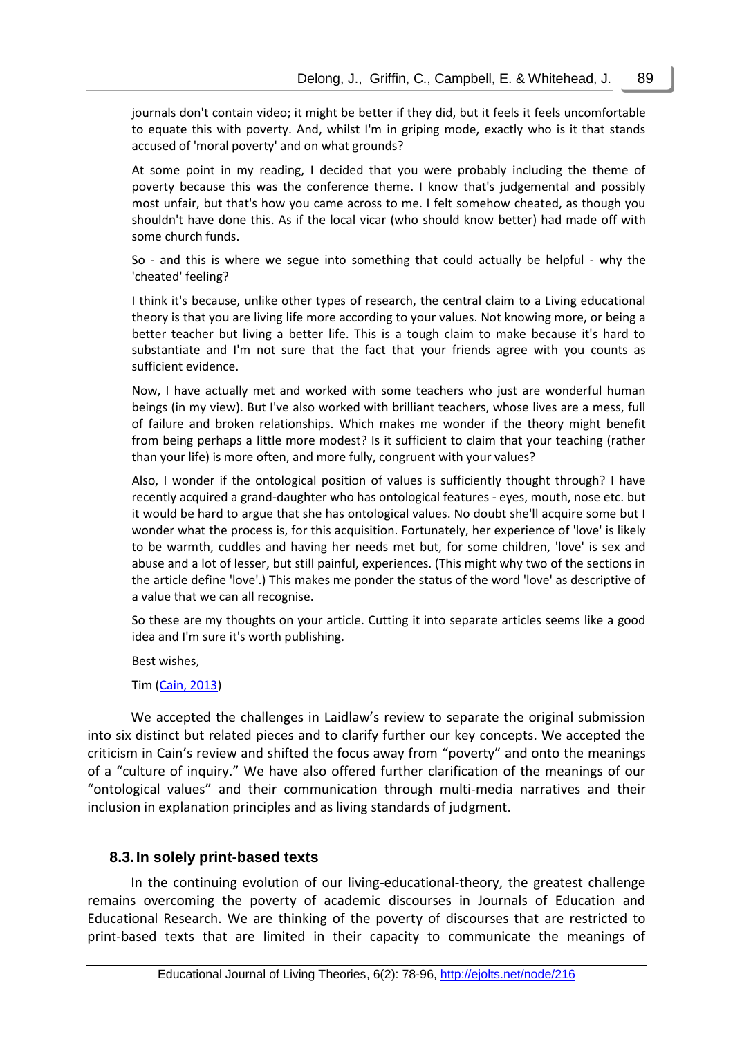journals don't contain video; it might be better if they did, but it feels it feels uncomfortable to equate this with poverty. And, whilst I'm in griping mode, exactly who is it that stands accused of 'moral poverty' and on what grounds?

At some point in my reading, I decided that you were probably including the theme of poverty because this was the conference theme. I know that's judgemental and possibly most unfair, but that's how you came across to me. I felt somehow cheated, as though you shouldn't have done this. As if the local vicar (who should know better) had made off with some church funds.

So - and this is where we segue into something that could actually be helpful - why the 'cheated' feeling?

I think it's because, unlike other types of research, the central claim to a Living educational theory is that you are living life more according to your values. Not knowing more, or being a better teacher but living a better life. This is a tough claim to make because it's hard to substantiate and I'm not sure that the fact that your friends agree with you counts as sufficient evidence.

Now, I have actually met and worked with some teachers who just are wonderful human beings (in my view). But I've also worked with brilliant teachers, whose lives are a mess, full of failure and broken relationships. Which makes me wonder if the theory might benefit from being perhaps a little more modest? Is it sufficient to claim that your teaching (rather than your life) is more often, and more fully, congruent with your values?

Also, I wonder if the ontological position of values is sufficiently thought through? I have recently acquired a grand-daughter who has ontological features - eyes, mouth, nose etc. but it would be hard to argue that she has ontological values. No doubt she'll acquire some but I wonder what the process is, for this acquisition. Fortunately, her experience of 'love' is likely to be warmth, cuddles and having her needs met but, for some children, 'love' is sex and abuse and a lot of lesser, but still painful, experiences. (This might why two of the sections in the article define 'love'.) This makes me ponder the status of the word 'love' as descriptive of a value that we can all recognise.

So these are my thoughts on your article. Cutting it into separate articles seems like a good idea and I'm sure it's worth publishing.

Best wishes,

Tim (Cain, 2013)

We accepted the challenges in Laidlaw's review to separate the original submission into six distinct but related pieces and to clarify further our key concepts. We accepted the criticism in Cain's review and shifted the focus away from "poverty" and onto the meanings of a "culture of inquiry." We have also offered further clarification of the meanings of our "ontological values" and their communication through multi-media narratives and their inclusion in explanation principles and as living standards of judgment.

### 8.3. In solely print-based texts

In the continuing evolution of our living-educational-theory, the greatest challenge remains overcoming the poverty of academic discourses in Journals of Education and Educational Research. We are thinking of the poverty of discourses that are restricted to print-based texts that are limited in their capacity to communicate the meanings of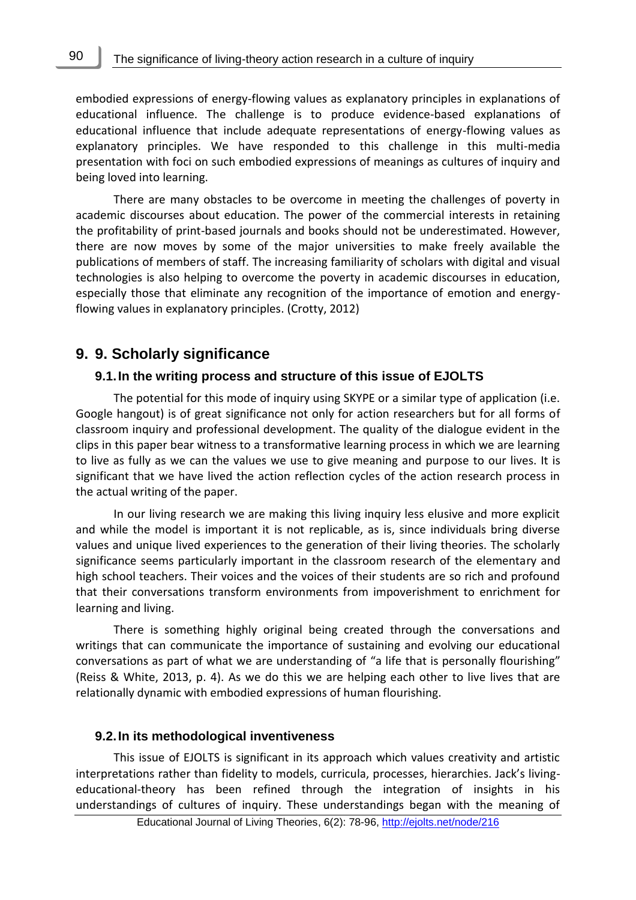embodied expressions of energy-flowing values as explanatory principles in explanations of educational influence. The challenge is to produce evidence-based explanations of educational influence that include adequate representations of energy-flowing values as explanatory principles. We have responded to this challenge in this multi-media presentation with foci on such embodied expressions of meanings as cultures of inquiry and being loved into learning.

There are many obstacles to be overcome in meeting the challenges of poverty in academic discourses about education. The power of the commercial interests in retaining the profitability of print-based journals and books should not be underestimated. However, there are now moves by some of the major universities to make freely available the publications of members of staff. The increasing familiarity of scholars with digital and visual technologies is also helping to overcome the poverty in academic discourses in education, especially those that eliminate any recognition of the importance of emotion and energy-flowing values in explanatory principles. (Crotty, 2012)

## 9. 9. Scholarly significance

### 9.1. In the writing process and structure of this issue of EJOLTS

The potential for this mode of inquiry using SKYPE or a similar type of application (i.e. Google hangout) is of great significance not only for action researchers but for all forms of classroom inquiry and professional development. The quality of the dialogue evident in the clips in this paper bear witness to a transformative learning process in which we are learning to live as fully as we can the values we use to give meaning and purpose to our lives. It is significant that we have lived the action reflection cycles of the action research process in the actual writing of the paper.

In our living research we are making this living inquiry less elusive and more explicit and while the model is important it is not replicable, as is, since individuals bring diverse values and unique lived experiences to the generation of their living theories. The scholarly significance seems particularly important in the classroom research of the elementary and high school teachers. Their voices and the voices of their students are so rich and profound that their conversations transform environments from impoverishment to enrichment for learning and living.

There is something highly original being created through the conversations and writings that can communicate the importance of sustaining and evolving our educational conversations as part of what we are understanding of “a life that is personally flourishing” (Reiss & White, 2013, p. 4). As we do this we are helping each other to live lives that are relationally dynamic with embodied expressions of human flourishing.

### 9.2. In its methodological inventiveness

This issue of EJOLTS is significant in its approach which values creativity and artistic interpretations rather than fidelity to models, curricula, processes, hierarchies. Jack's living-educational-theory has been refined through the integration of insights in his understandings of cultures of inquiry. These understandings began with the meaning of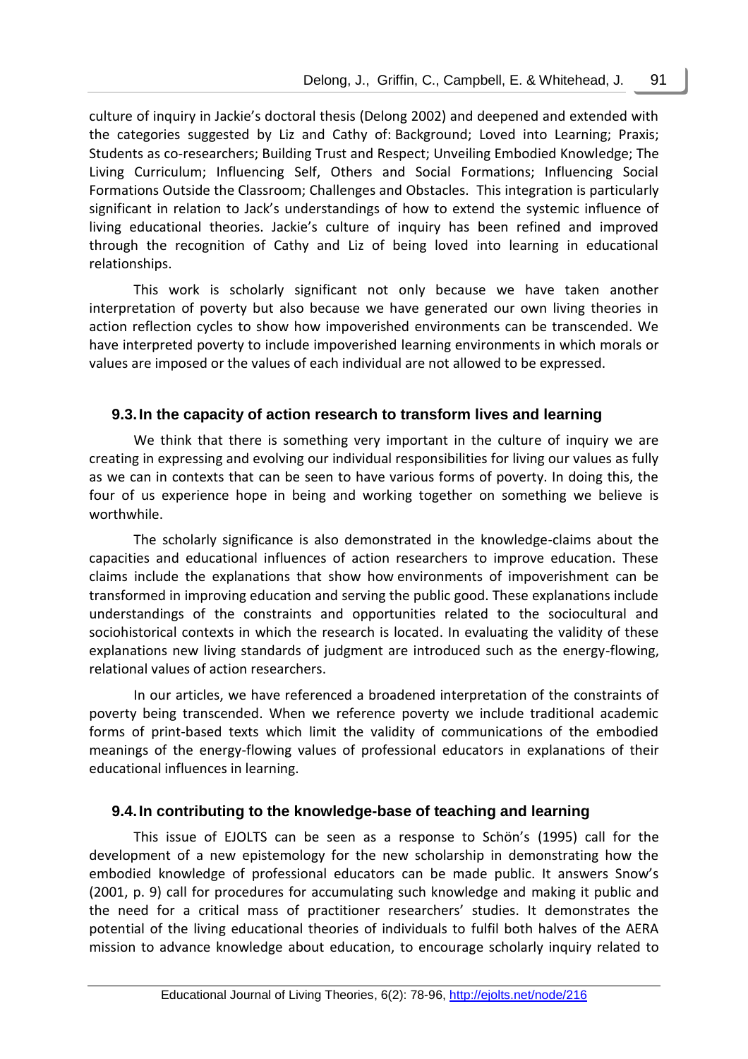culture of inquiry in Jackie's doctoral thesis (Delong 2002) and deepened and extended with the categories suggested by Liz and Cathy of: Background; Loved into Learning; Praxis; Students as co-researchers; Building Trust and Respect; Unveiling Embodied Knowledge; The Living Curriculum; Influencing Self, Others and Social Formations; Influencing Social Formations Outside the Classroom; Challenges and Obstacles. This integration is particularly significant in relation to Jack's understandings of how to extend the systemic influence of living educational theories. Jackie's culture of inquiry has been refined and improved through the recognition of Cathy and Liz of being loved into learning in educational relationships.

This work is scholarly significant not only because we have taken another interpretation of poverty but also because we have generated our own living theories in action reflection cycles to show how impoverished environments can be transcended. We have interpreted poverty to include impoverished learning environments in which morals or values are imposed or the values of each individual are not allowed to be expressed.

### 9.3. In the capacity of action research to transform lives and learning

We think that there is something very important in the culture of inquiry we are creating in expressing and evolving our individual responsibilities for living our values as fully as we can in contexts that can be seen to have various forms of poverty. In doing this, the four of us experience hope in being and working together on something we believe is worthwhile.

The scholarly significance is also demonstrated in the knowledge-claims about the capacities and educational influences of action researchers to improve education. These claims include the explanations that show how environments of impoverishment can be transformed in improving education and serving the public good. These explanations include understandings of the constraints and opportunities related to the sociocultural and sociohistorical contexts in which the research is located. In evaluating the validity of these explanations new living standards of judgment are introduced such as the energy-flowing, relational values of action researchers.

In our articles, we have referenced a broadened interpretation of the constraints of poverty being transcended. When we reference poverty we include traditional academic forms of print-based texts which limit the validity of communications of the embodied meanings of the energy-flowing values of professional educators in explanations of their educational influences in learning.

### 9.4. In contributing to the knowledge-base of teaching and learning

This issue of EJOLTS can be seen as a response to Schön's (1995) call for the development of a new epistemology for the new scholarship in demonstrating how the embodied knowledge of professional educators can be made public. It answers Snow's (2001, p. 9) call for procedures for accumulating such knowledge and making it public and the need for a critical mass of practitioner researchers' studies. It demonstrates the potential of the living educational theories of individuals to fulfil both halves of the AERA mission to advance knowledge about education, to encourage scholarly inquiry related to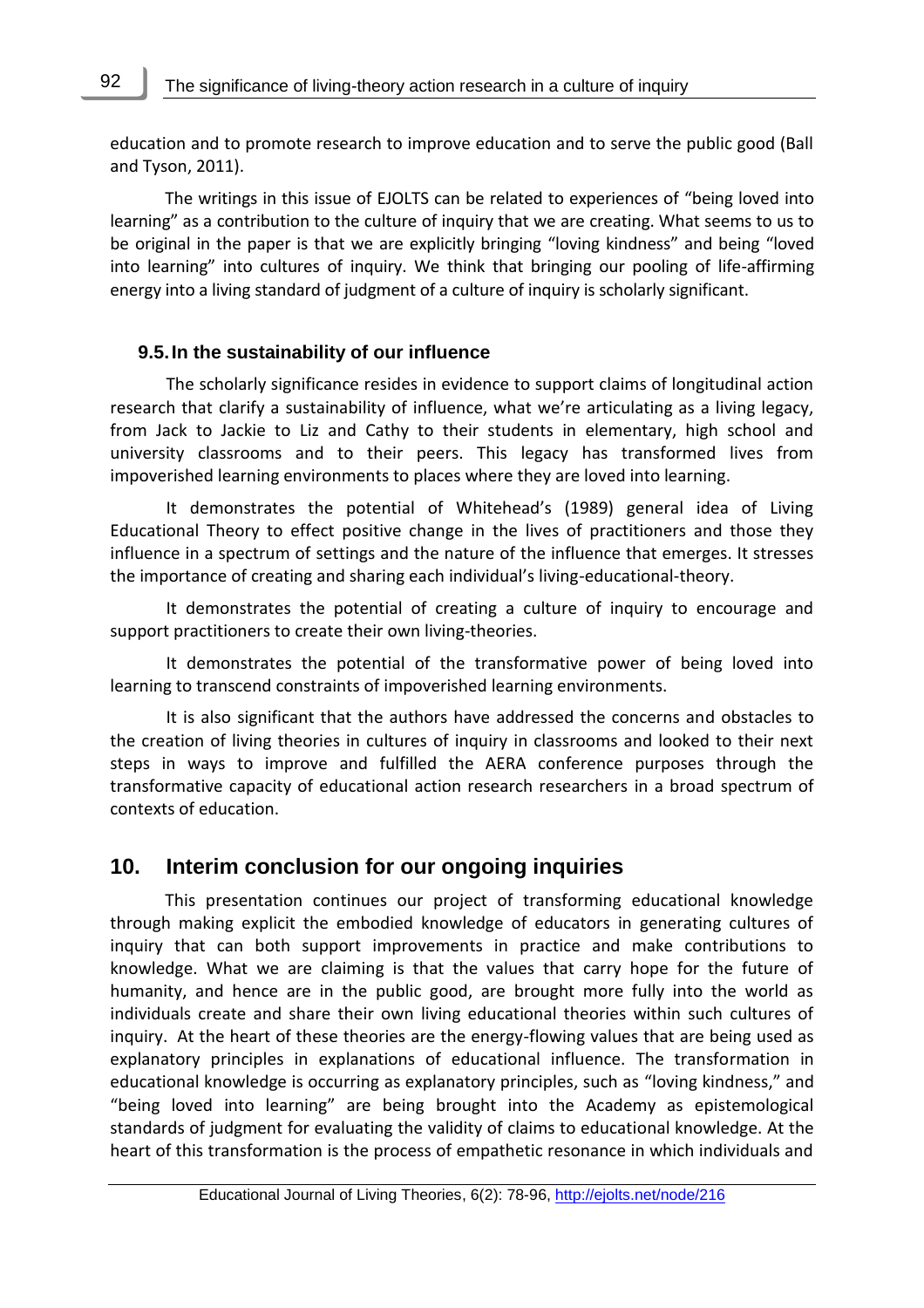education and to promote research to improve education and to serve the public good (Ball and Tyson, 2011).

The writings in this issue of EJOLTS can be related to experiences of "being loved into learning" as a contribution to the culture of inquiry that we are creating. What seems to us to be original in the paper is that we are explicitly bringing "loving kindness" and being "loved into learning" into cultures of inquiry. We think that bringing our pooling of life-affirming energy into a living standard of judgment of a culture of inquiry is scholarly significant.

### 9.5. In the sustainability of our influence

The scholarly significance resides in evidence to support claims of longitudinal action research that clarify a sustainability of influence, what we're articulating as a living legacy, from Jack to Jackie to Liz and Cathy to their students in elementary, high school and university classrooms and to their peers. This legacy has transformed lives from impoverished learning environments to places where they are loved into learning.

It demonstrates the potential of Whitehead's (1989) general idea of Living Educational Theory to effect positive change in the lives of practitioners and those they influence in a spectrum of settings and the nature of the influence that emerges. It stresses the importance of creating and sharing each individual's living-educational-theory.

It demonstrates the potential of creating a culture of inquiry to encourage and support practitioners to create their own living-theories.

It demonstrates the potential of the transformative power of being loved into learning to transcend constraints of impoverished learning environments.

It is also significant that the authors have addressed the concerns and obstacles to the creation of living theories in cultures of inquiry in classrooms and looked to their next steps in ways to improve and fulfilled the AERA conference purposes through the transformative capacity of educational action research researchers in a broad spectrum of contexts of education.

## 10. Interim conclusion for our ongoing inquiries

This presentation continues our project of transforming educational knowledge through making explicit the embodied knowledge of educators in generating cultures of inquiry that can both support improvements in practice and make contributions to knowledge. What we are claiming is that the values that carry hope for the future of humanity, and hence are in the public good, are brought more fully into the world as individuals create and share their own living educational theories within such cultures of inquiry. At the heart of these theories are the energy-flowing values that are being used as explanatory principles in explanations of educational influence. The transformation in educational knowledge is occurring as explanatory principles, such as "loving kindness," and "being loved into learning" are being brought into the Academy as epistemological standards of judgment for evaluating the validity of claims to educational knowledge. At the heart of this transformation is the process of empathetic resonance in which individuals and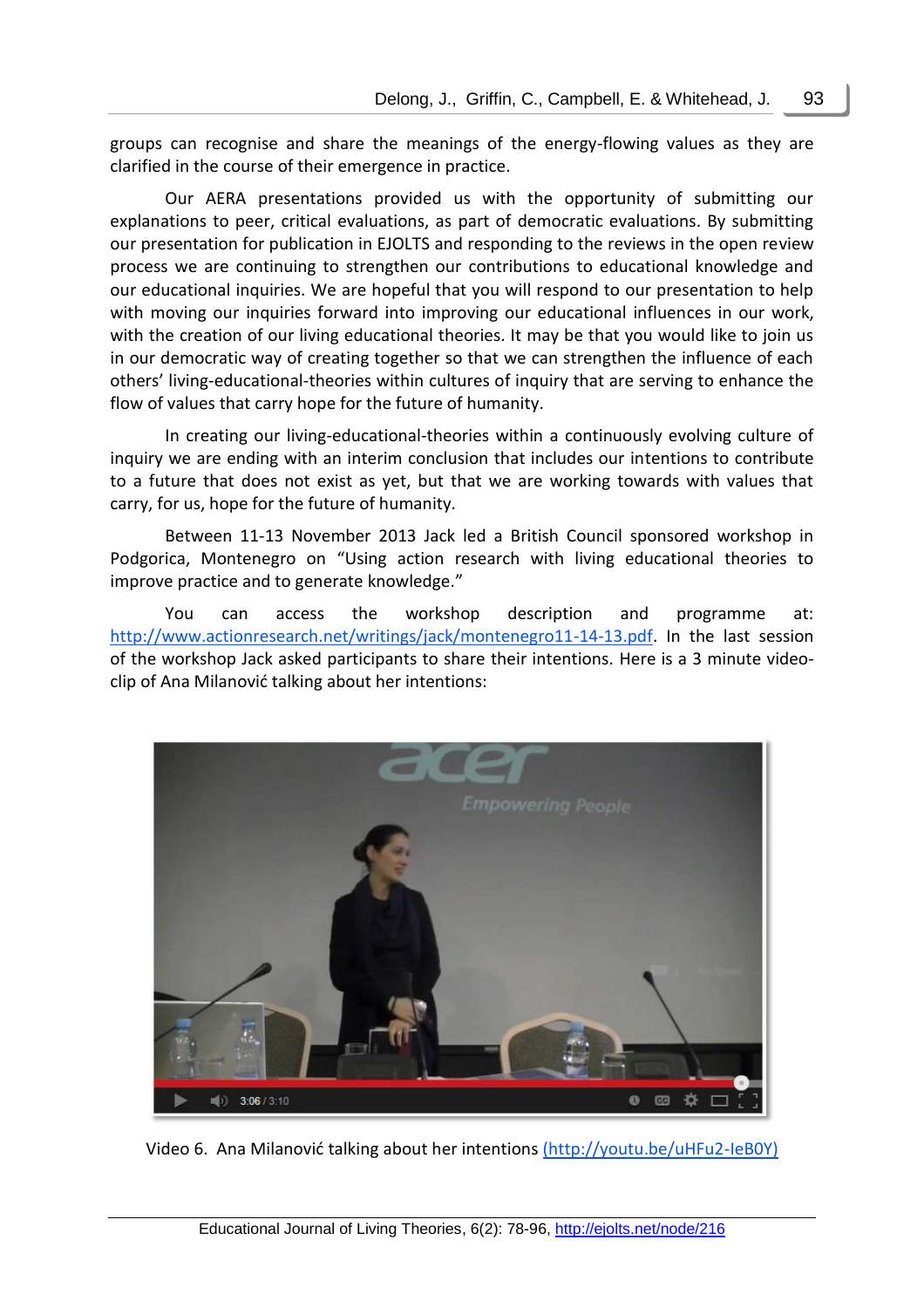groups can recognise and share the meanings of the energy-flowing values as they are clarified in the course of their emergence in practice.

Our AERA presentations provided us with the opportunity of submitting our explanations to peer, critical evaluations, as part of democratic evaluations. By submitting our presentation for publication in EJOLTS and responding to the reviews in the open review process we are continuing to strengthen our contributions to educational knowledge and our educational inquiries. We are hopeful that you will respond to our presentation to help with moving our inquiries forward into improving our educational influences in our work, with the creation of our living educational theories. It may be that you would like to join us in our democratic way of creating together so that we can strengthen the influence of each others' living-educational-theories within cultures of inquiry that are serving to enhance the flow of values that carry hope for the future of humanity.

In creating our living-educational-theories within a continuously evolving culture of inquiry we are ending with an interim conclusion that includes our intentions to contribute to a future that does not exist as yet, but that we are working towards with values that carry, for us, hope for the future of humanity.

Between 11-13 November 2013 Jack led a British Council sponsored workshop in Podgorica, Montenegro on "Using action research with living educational theories to improve practice and to generate knowledge."

You can access the workshop description and programme at: http://www.actionresearch.net/writings/jack/montenegro11-14-13.pdf. In the last session of the workshop Jack asked participants to share their intentions. Here is a 3 minute video-clip of Ana Milanović talking about her intentions:

Video 6. Ana Milanović talking about her intentions (http://youtu.be/uHFu2-IeB0Y)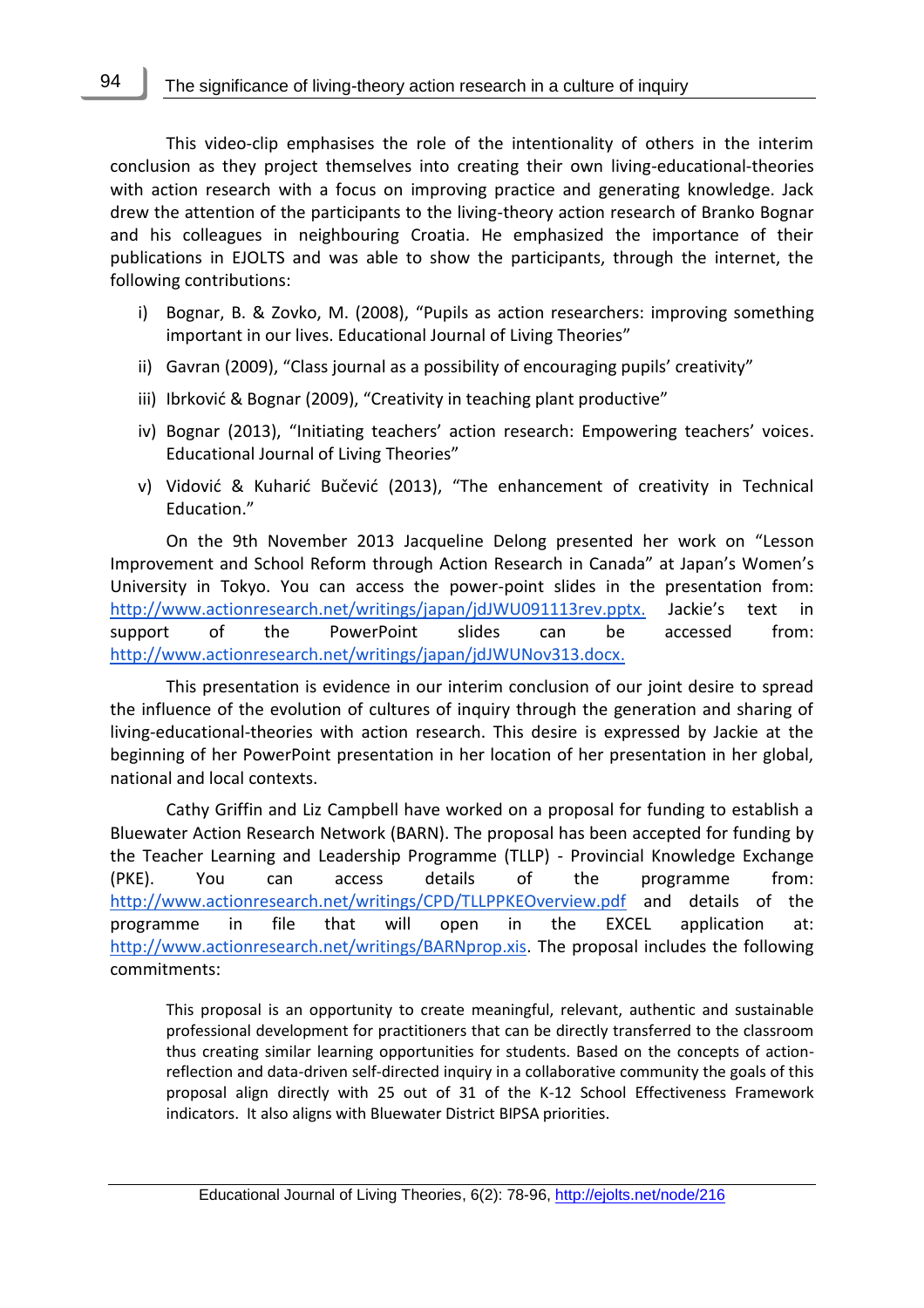This video-clip emphasises the role of the intentionality of others in the interim conclusion as they project themselves into creating their own living-educational-theories with action research with a focus on improving practice and generating knowledge. Jack drew the attention of the participants to the living-theory action research of Branko Bognar and his colleagues in neighbouring Croatia. He emphasized the importance of their publications in EJOLTS and was able to show the participants, through the internet, the following contributions:

i) Bognar, B. & Zovko, M. (2008), "Pupils as action researchers: improving something important in our lives. Educational Journal of Living Theories"

ii) Gavran (2009), "Class journal as a possibility of encouraging pupils' creativity"

iii) Ibrković & Bognar (2009), "Creativity in teaching plant productive"

iv) Bognar (2013), "Initiating teachers' action research: Empowering teachers' voices. Educational Journal of Living Theories"

v) Vidović & Kuharić Bučević (2013), "The enhancement of creativity in Technical Education."

On the 9th November 2013 Jacqueline Delong presented her work on "Lesson Improvement and School Reform through Action Research in Canada" at Japan's Women's University in Tokyo. You can access the power-point slides in the presentation from: http://www.actionresearch.net/writings/japan/jdJWU091113rev.pptx. Jackie's text in support of the PowerPoint slides can be accessed from: http://www.actionresearch.net/writings/japan/jdJWUNov313.docx.

This presentation is evidence in our interim conclusion of our joint desire to spread the influence of the evolution of cultures of inquiry through the generation and sharing of living-educational-theories with action research. This desire is expressed by Jackie at the beginning of her PowerPoint presentation in her location of her presentation in her global, national and local contexts.

Cathy Griffin and Liz Campbell have worked on a proposal for funding to establish a Bluewater Action Research Network (BARN). The proposal has been accepted for funding by the Teacher Learning and Leadership Programme (TLLP) - Provincial Knowledge Exchange (PKE). You can access details of the programme from: http://www.actionresearch.net/writings/CPD/TLLPPKEOverview.pdf and details of the programme in file that will open in the EXCEL application at: http://www.actionresearch.net/writings/BARNprop.xis. The proposal includes the following commitments:

> This proposal is an opportunity to create meaningful, relevant, authentic and sustainable professional development for practitioners that can be directly transferred to the classroom thus creating similar learning opportunities for students. Based on the concepts of action-reflection and data-driven self-directed inquiry in a collaborative community the goals of this proposal align directly with 25 out of 31 of the K-12 School Effectiveness Framework indicators. It also aligns with Bluewater District BIPSA priorities.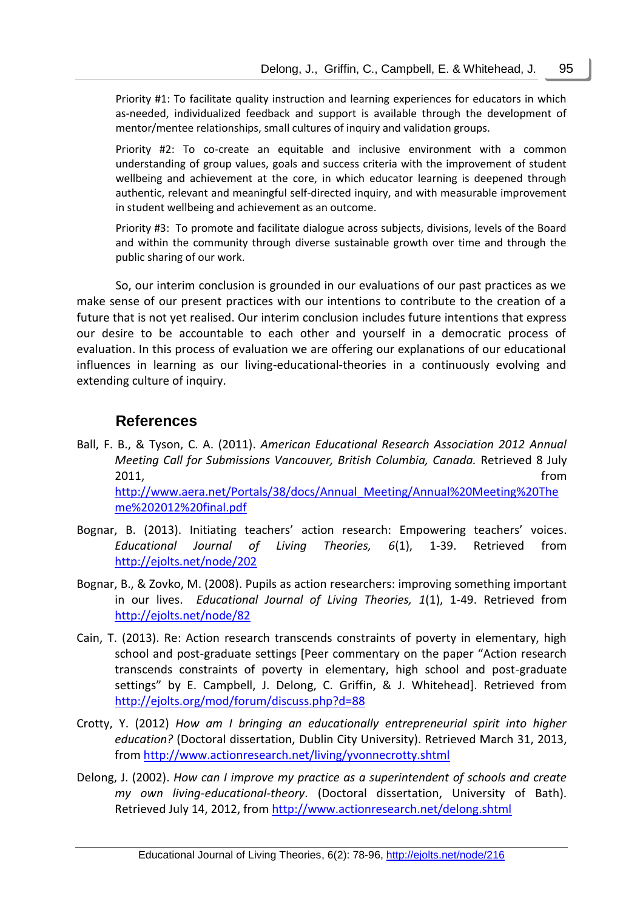Priority #1: To facilitate quality instruction and learning experiences for educators in which as-needed, individualized feedback and support is available through the development of mentor/mentee relationships, small cultures of inquiry and validation groups.

Priority #2: To co-create an equitable and inclusive environment with a common understanding of group values, goals and success criteria with the improvement of student wellbeing and achievement at the core, in which educator learning is deepened through authentic, relevant and meaningful self-directed inquiry, and with measurable improvement in student wellbeing and achievement as an outcome.

Priority #3: To promote and facilitate dialogue across subjects, divisions, levels of the Board and within the community through diverse sustainable growth over time and through the public sharing of our work.

So, our interim conclusion is grounded in our evaluations of our past practices as we make sense of our present practices with our intentions to contribute to the creation of a future that is not yet realised. Our interim conclusion includes future intentions that express our desire to be accountable to each other and yourself in a democratic process of evaluation. In this process of evaluation we are offering our explanations of our educational influences in learning as our living-educational-theories in a continuously evolving and extending culture of inquiry.

## References

Ball, F. B., & Tyson, C. A. (2011). *American Educational Research Association 2012 Annual Meeting Call for Submissions Vancouver, British Columbia, Canada.* Retrieved 8 July 2011, from http://www.aera.net/Portals/38/docs/Annual_Meeting/Annual%20Meeting%20Theme%202012%20final.pdf

Bognar, B. (2013). Initiating teachers' action research: Empowering teachers' voices. *Educational Journal of Living Theories, 6*(1), 1-39. Retrieved from http://ejolts.net/node/202

Bognar, B., & Zovko, M. (2008). Pupils as action researchers: improving something important in our lives. *Educational Journal of Living Theories, 1*(1), 1-49. Retrieved from http://ejolts.net/node/82

Cain, T. (2013). Re: Action research transcends constraints of poverty in elementary, high school and post-graduate settings [Peer commentary on the paper "Action research transcends constraints of poverty in elementary, high school and post-graduate settings" by E. Campbell, J. Delong, C. Griffin, & J. Whitehead]. Retrieved from http://ejolts.org/mod/forum/discuss.php?d=88

Crotty, Y. (2012) *How am I bringing an educationally entrepreneurial spirit into higher education?* (Doctoral dissertation, Dublin City University). Retrieved March 31, 2013, from http://www.actionresearch.net/living/yvonnecrotty.shtml

Delong, J. (2002). *How can I improve my practice as a superintendent of schools and create my own living-educational-theory*. (Doctoral dissertation, University of Bath). Retrieved July 14, 2012, from http://www.actionresearch.net/delong.shtml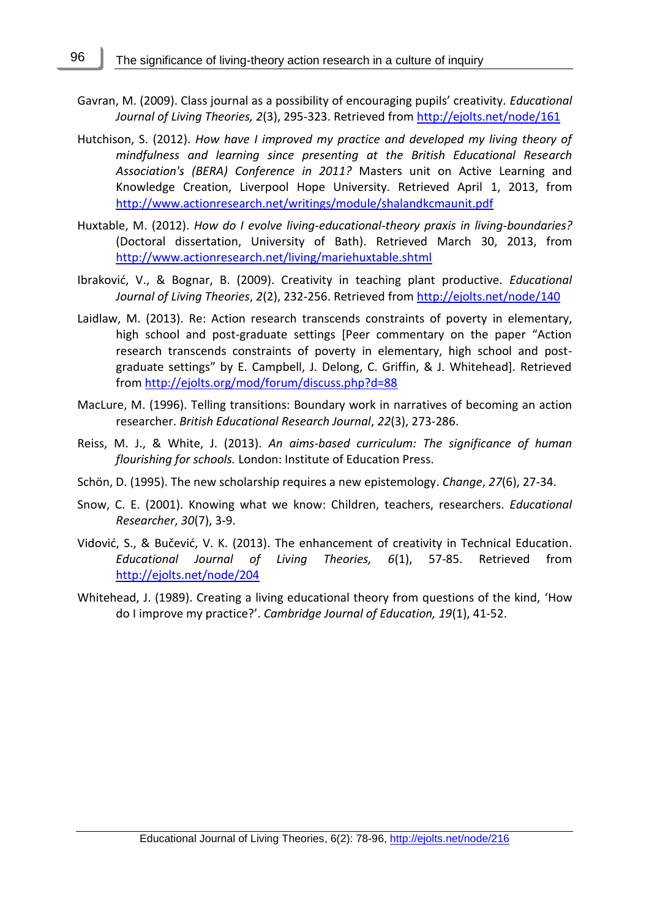Gavran, M. (2009). Class journal as a possibility of encouraging pupils' creativity. *Educational Journal of Living Theories, 2*(3), 295-323. Retrieved from http://ejolts.net/node/161

Hutchison, S. (2012). *How have I improved my practice and developed my living theory of mindfulness and learning since presenting at the British Educational Research Association's (BERA) Conference in 2011?* Masters unit on Active Learning and Knowledge Creation, Liverpool Hope University. Retrieved April 1, 2013, from http://www.actionresearch.net/writings/module/shalandkcmaunit.pdf

Huxtable, M. (2012). *How do I evolve living-educational-theory praxis in living-boundaries?* (Doctoral dissertation, University of Bath). Retrieved March 30, 2013, from http://www.actionresearch.net/living/mariehuxtable.shtml

Ibraković, V., & Bognar, B. (2009). Creativity in teaching plant productive. *Educational Journal of Living Theories*, *2*(2), 232-256. Retrieved from http://ejolts.net/node/140

Laidlaw, M. (2013). Re: Action research transcends constraints of poverty in elementary, high school and post-graduate settings [Peer commentary on the paper "Action research transcends constraints of poverty in elementary, high school and post-graduate settings" by E. Campbell, J. Delong, C. Griffin, & J. Whitehead]. Retrieved from http://ejolts.org/mod/forum/discuss.php?d=88

MacLure, M. (1996). Telling transitions: Boundary work in narratives of becoming an action researcher. *British Educational Research Journal*, *22*(3), 273-286.

Reiss, M. J., & White, J. (2013). *An aims-based curriculum: The significance of human flourishing for schools.* London: Institute of Education Press.

Schön, D. (1995). The new scholarship requires a new epistemology. *Change*, *27*(6), 27-34.

Snow, C. E. (2001). Knowing what we know: Children, teachers, researchers. *Educational Researcher*, *30*(7), 3-9.

Vidović, S., & Bučević, V. K. (2013). The enhancement of creativity in Technical Education. *Educational Journal of Living Theories, 6*(1), 57-85. Retrieved from http://ejolts.net/node/204

Whitehead, J. (1989). Creating a living educational theory from questions of the kind, 'How do I improve my practice?'. *Cambridge Journal of Education, 19*(1), 41-52.